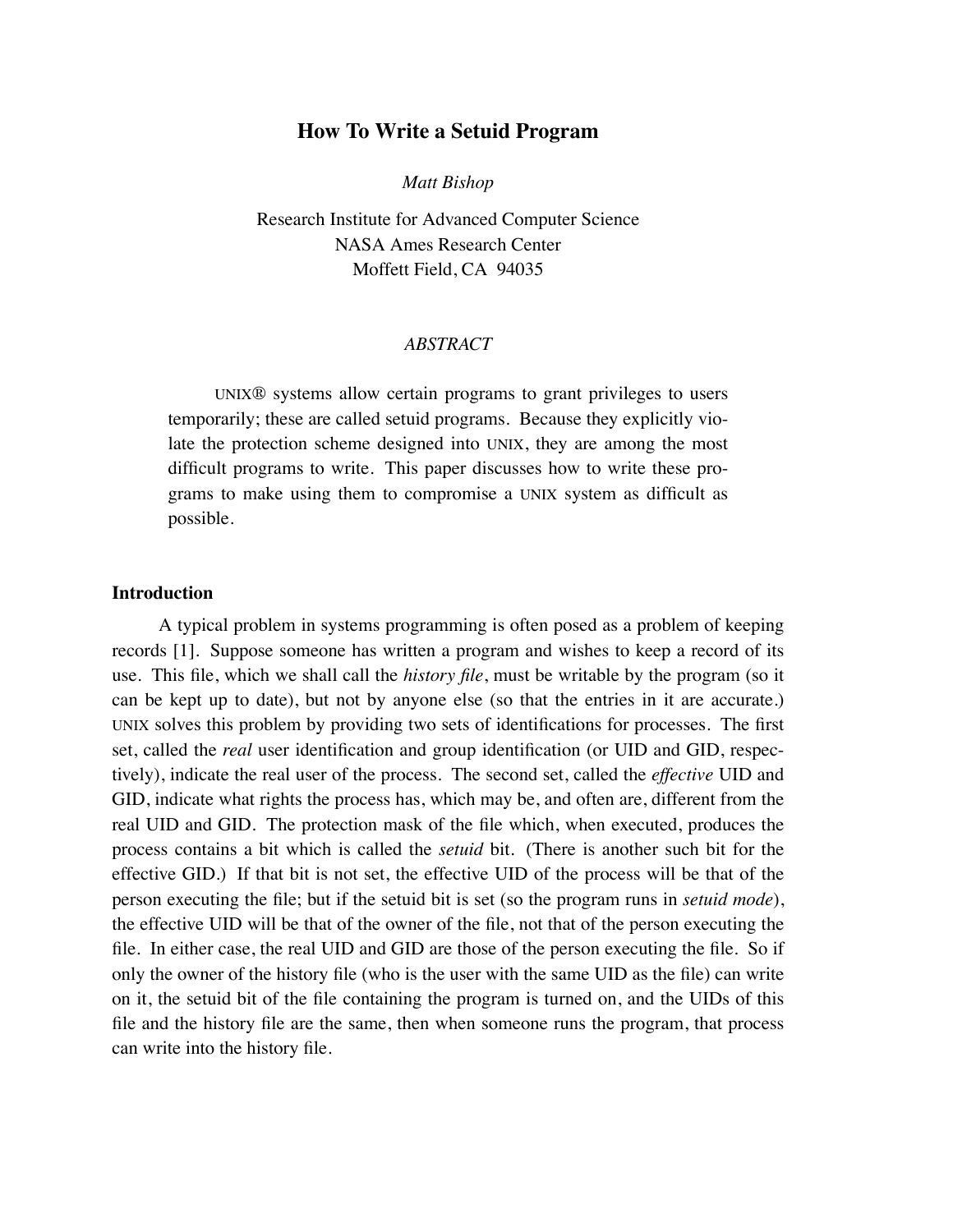# How To Write a Setuid Program

*Matt Bishop*

Research Institute for Advanced Computer Science
NASA Ames Research Center
Moffett Field, CA 94035

*ABSTRACT*

UNIX® systems allow certain programs to grant privileges to users temporarily; these are called setuid programs. Because they explicitly violate the protection scheme designed into UNIX, they are among the most difficult programs to write. This paper discusses how to write these programs to make using them to compromise a UNIX system as difficult as possible.

## Introduction

A typical problem in systems programming is often posed as a problem of keeping records [1]. Suppose someone has written a program and wishes to keep a record of its use. This file, which we shall call the *history file*, must be writable by the program (so it can be kept up to date), but not by anyone else (so that the entries in it are accurate.) UNIX solves this problem by providing two sets of identifications for processes. The first set, called the *real* user identification and group identification (or UID and GID, respectively), indicate the real user of the process. The second set, called the *effective* UID and GID, indicate what rights the process has, which may be, and often are, different from the real UID and GID. The protection mask of the file which, when executed, produces the process contains a bit which is called the *setuid* bit. (There is another such bit for the effective GID.) If that bit is not set, the effective UID of the process will be that of the person executing the file; but if the setuid bit is set (so the program runs in *setuid mode*), the effective UID will be that of the owner of the file, not that of the person executing the file. In either case, the real UID and GID are those of the person executing the file. So if only the owner of the history file (who is the user with the same UID as the file) can write on it, the setuid bit of the file containing the program is turned on, and the UIDs of this file and the history file are the same, then when someone runs the program, that process can write into the history file.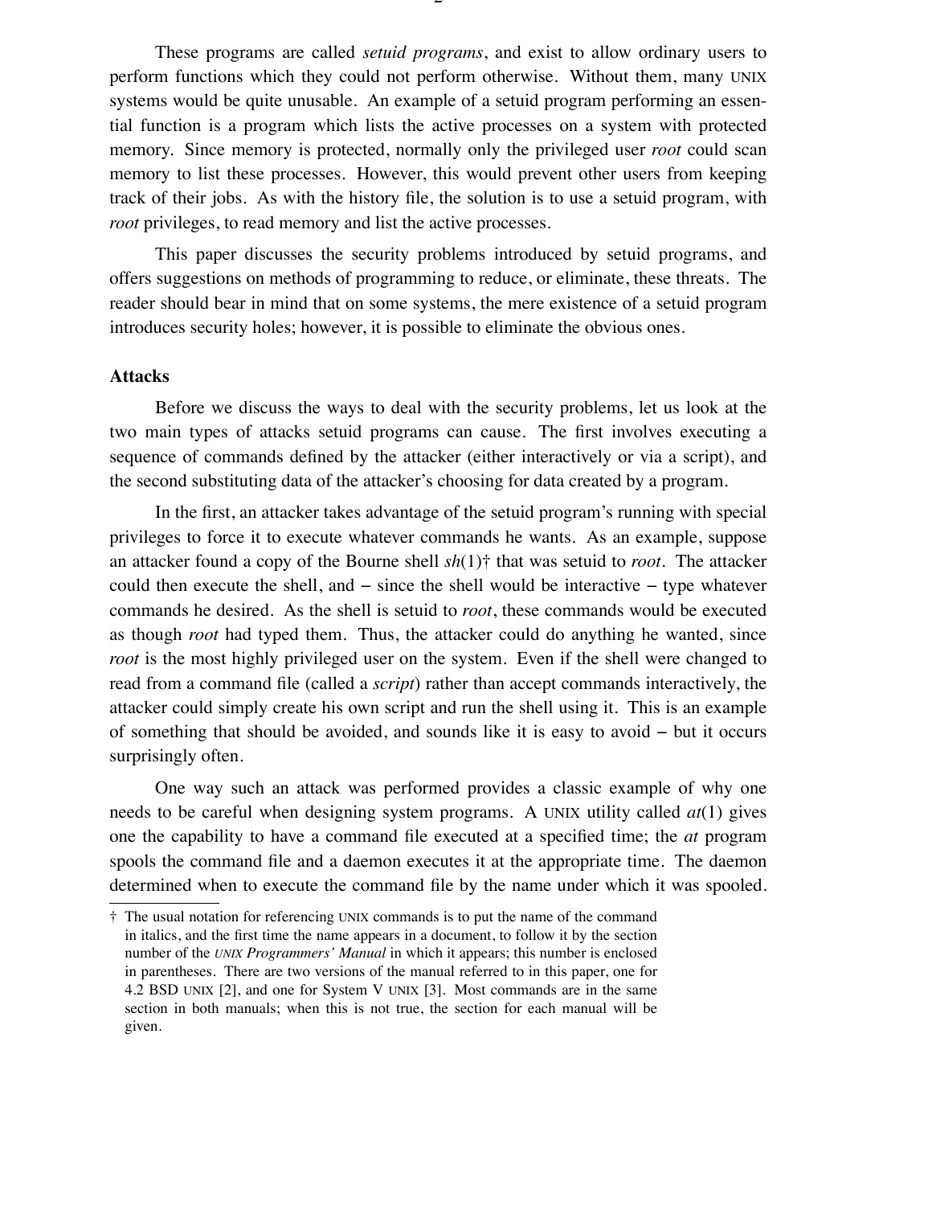These programs are called *setuid programs*, and exist to allow ordinary users to perform functions which they could not perform otherwise. Without them, many UNIX systems would be quite unusable. An example of a setuid program performing an essential function is a program which lists the active processes on a system with protected memory. Since memory is protected, normally only the privileged user *root* could scan memory to list these processes. However, this would prevent other users from keeping track of their jobs. As with the history file, the solution is to use a setuid program, with *root* privileges, to read memory and list the active processes.

This paper discusses the security problems introduced by setuid programs, and offers suggestions on methods of programming to reduce, or eliminate, these threats. The reader should bear in mind that on some systems, the mere existence of a setuid program introduces security holes; however, it is possible to eliminate the obvious ones.

**Attacks**

Before we discuss the ways to deal with the security problems, let us look at the two main types of attacks setuid programs can cause. The first involves executing a sequence of commands defined by the attacker (either interactively or via a script), and the second substituting data of the attacker's choosing for data created by a program.

In the first, an attacker takes advantage of the setuid program's running with special privileges to force it to execute whatever commands he wants. As an example, suppose an attacker found a copy of the Bourne shell *sh*(1)† that was setuid to *root*. The attacker could then execute the shell, and – since the shell would be interactive – type whatever commands he desired. As the shell is setuid to *root*, these commands would be executed as though *root* had typed them. Thus, the attacker could do anything he wanted, since *root* is the most highly privileged user on the system. Even if the shell were changed to read from a command file (called a *script*) rather than accept commands interactively, the attacker could simply create his own script and run the shell using it. This is an example of something that should be avoided, and sounds like it is easy to avoid – but it occurs surprisingly often.

One way such an attack was performed provides a classic example of why one needs to be careful when designing system programs. A UNIX utility called *at*(1) gives one the capability to have a command file executed at a specified time; the *at* program spools the command file and a daemon executes it at the appropriate time. The daemon determined when to execute the command file by the name under which it was spooled.

† The usual notation for referencing UNIX commands is to put the name of the command in italics, and the first time the name appears in a document, to follow it by the section number of the *UNIX Programmers' Manual* in which it appears; this number is enclosed in parentheses. There are two versions of the manual referred to in this paper, one for 4.2 BSD UNIX [2], and one for System V UNIX [3]. Most commands are in the same section in both manuals; when this is not true, the section for each manual will be given.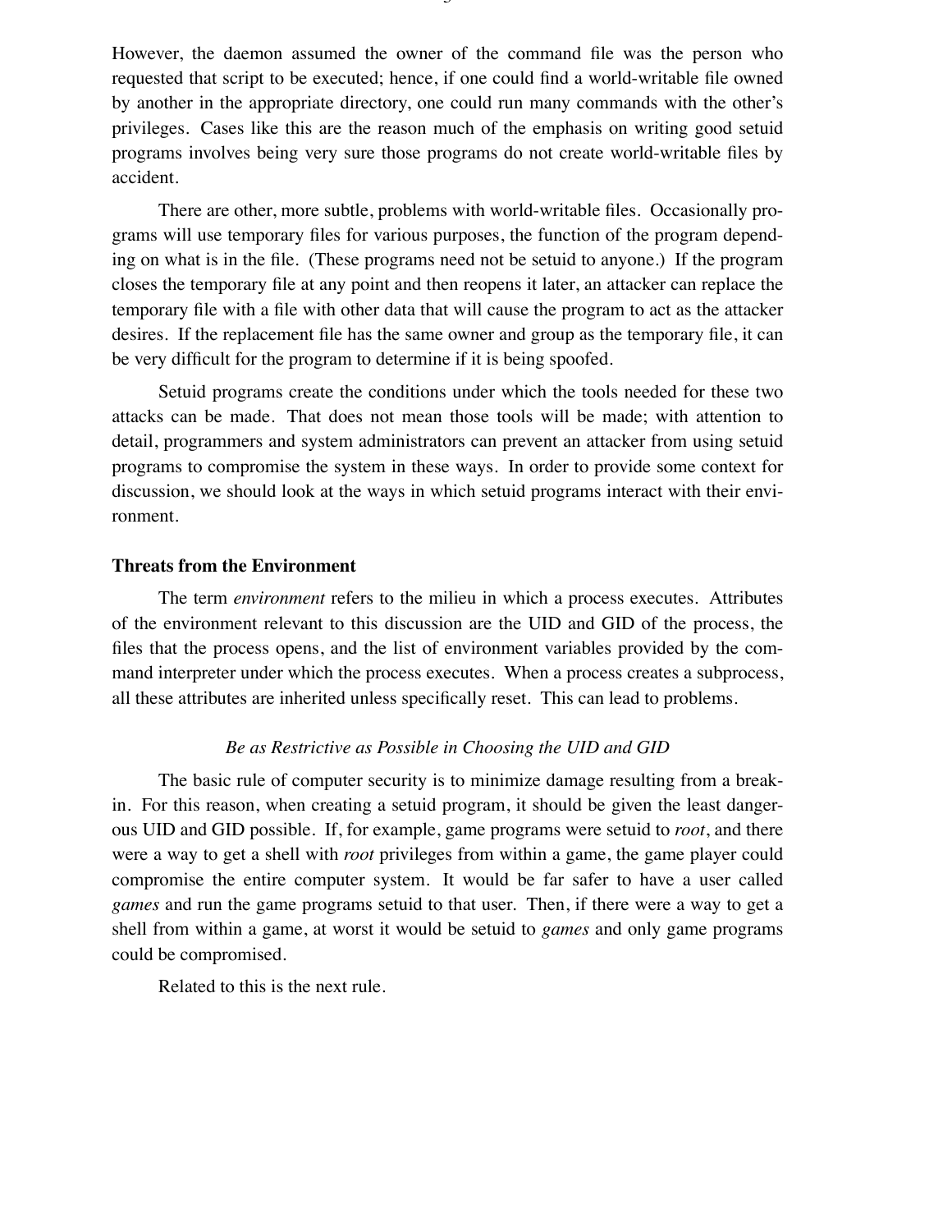However, the daemon assumed the owner of the command file was the person who requested that script to be executed; hence, if one could find a world-writable file owned by another in the appropriate directory, one could run many commands with the other's privileges. Cases like this are the reason much of the emphasis on writing good setuid programs involves being very sure those programs do not create world-writable files by accident.

There are other, more subtle, problems with world-writable files. Occasionally programs will use temporary files for various purposes, the function of the program depending on what is in the file. (These programs need not be setuid to anyone.) If the program closes the temporary file at any point and then reopens it later, an attacker can replace the temporary file with a file with other data that will cause the program to act as the attacker desires. If the replacement file has the same owner and group as the temporary file, it can be very difficult for the program to determine if it is being spoofed.

Setuid programs create the conditions under which the tools needed for these two attacks can be made. That does not mean those tools will be made; with attention to detail, programmers and system administrators can prevent an attacker from using setuid programs to compromise the system in these ways. In order to provide some context for discussion, we should look at the ways in which setuid programs interact with their environment.

## Threats from the Environment

The term *environment* refers to the milieu in which a process executes. Attributes of the environment relevant to this discussion are the UID and GID of the process, the files that the process opens, and the list of environment variables provided by the command interpreter under which the process executes. When a process creates a subprocess, all these attributes are inherited unless specifically reset. This can lead to problems.

### *Be as Restrictive as Possible in Choosing the UID and GID*

The basic rule of computer security is to minimize damage resulting from a break-in. For this reason, when creating a setuid program, it should be given the least dangerous UID and GID possible. If, for example, game programs were setuid to *root*, and there were a way to get a shell with *root* privileges from within a game, the game player could compromise the entire computer system. It would be far safer to have a user called *games* and run the game programs setuid to that user. Then, if there were a way to get a shell from within a game, at worst it would be setuid to *games* and only game programs could be compromised.

Related to this is the next rule.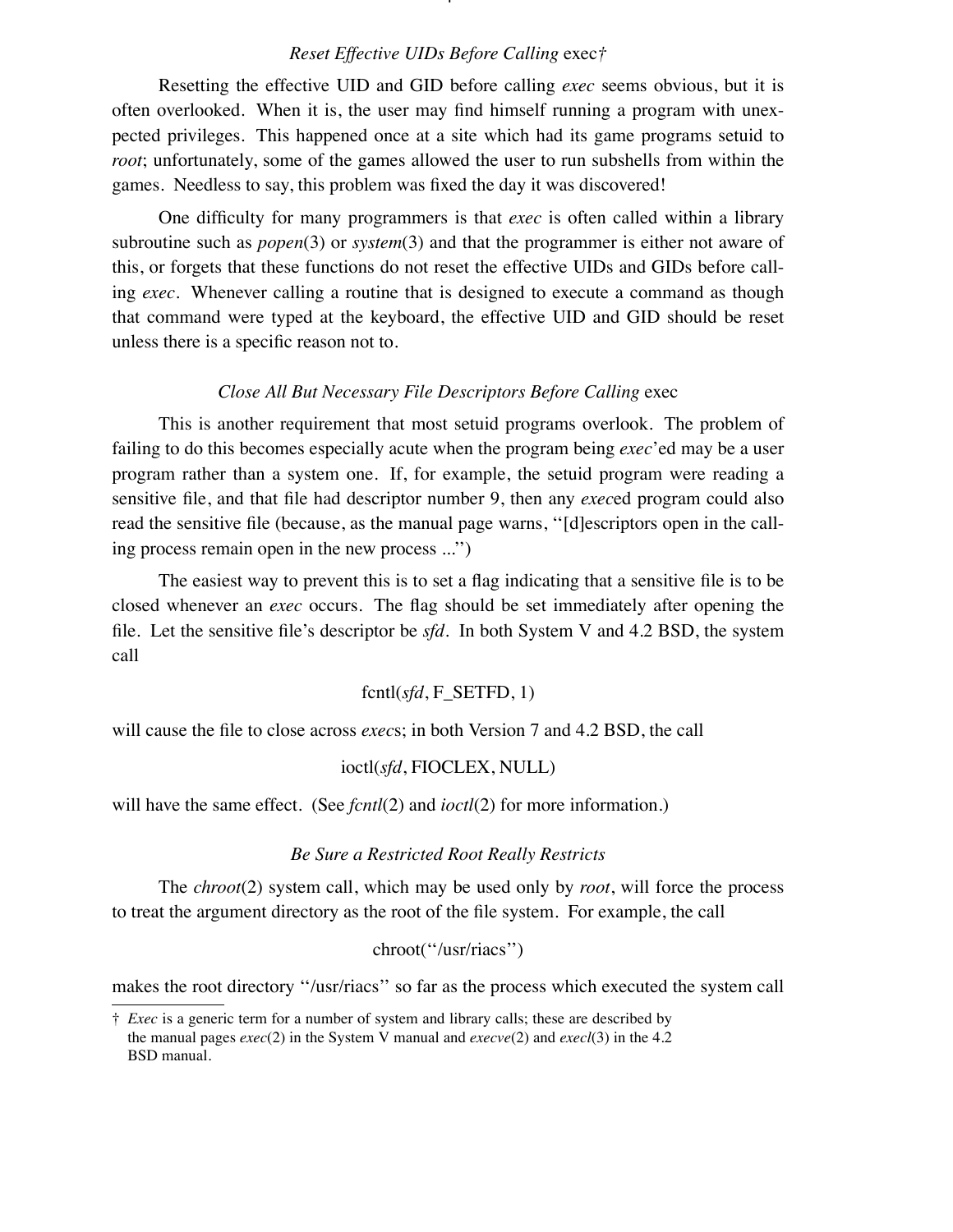### *Reset Effective UIDs Before Calling* exec†

Resetting the effective UID and GID before calling *exec* seems obvious, but it is often overlooked. When it is, the user may find himself running a program with unexpected privileges. This happened once at a site which had its game programs setuid to *root*; unfortunately, some of the games allowed the user to run subshells from within the games. Needless to say, this problem was fixed the day it was discovered!

One difficulty for many programmers is that *exec* is often called within a library subroutine such as *popen*(3) or *system*(3) and that the programmer is either not aware of this, or forgets that these functions do not reset the effective UIDs and GIDs before calling *exec*. Whenever calling a routine that is designed to execute a command as though that command were typed at the keyboard, the effective UID and GID should be reset unless there is a specific reason not to.

### *Close All But Necessary File Descriptors Before Calling* exec

This is another requirement that most setuid programs overlook. The problem of failing to do this becomes especially acute when the program being *exec*'ed may be a user program rather than a system one. If, for example, the setuid program were reading a sensitive file, and that file had descriptor number 9, then any *exec*ed program could also read the sensitive file (because, as the manual page warns, ''[d]escriptors open in the calling process remain open in the new process ...'')

The easiest way to prevent this is to set a flag indicating that a sensitive file is to be closed whenever an *exec* occurs. The flag should be set immediately after opening the file. Let the sensitive file's descriptor be *sfd*. In both System V and 4.2 BSD, the system call

fcntl(*sfd*, F_SETFD, 1)

will cause the file to close across *exec*s; in both Version 7 and 4.2 BSD, the call

ioctl(*sfd*, FIOCLEX, NULL)

will have the same effect. (See *fcntl*(2) and *ioctl*(2) for more information.)

### *Be Sure a Restricted Root Really Restricts*

The *chroot*(2) system call, which may be used only by *root*, will force the process to treat the argument directory as the root of the file system. For example, the call

chroot(''/usr/riacs'')

makes the root directory ''/usr/riacs'' so far as the process which executed the system call

---

† *Exec* is a generic term for a number of system and library calls; these are described by the manual pages *exec*(2) in the System V manual and *execve*(2) and *execl*(3) in the 4.2 BSD manual.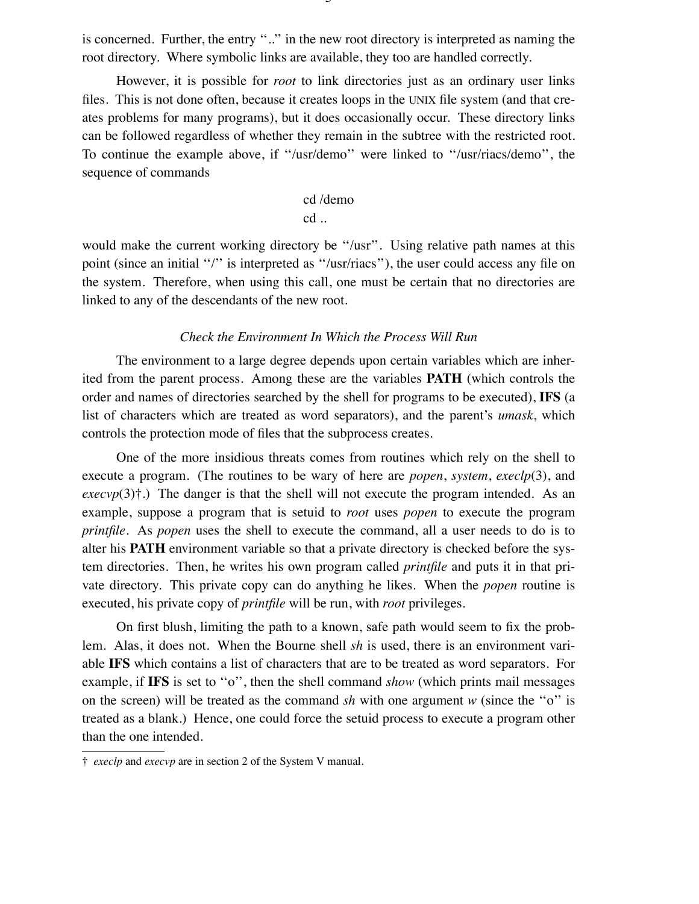is concerned. Further, the entry ''..'' in the new root directory is interpreted as naming the root directory. Where symbolic links are available, they too are handled correctly.

However, it is possible for *root* to link directories just as an ordinary user links files. This is not done often, because it creates loops in the UNIX file system (and that creates problems for many programs), but it does occasionally occur. These directory links can be followed regardless of whether they remain in the subtree with the restricted root. To continue the example above, if ''/usr/demo'' were linked to ''/usr/riacs/demo'', the sequence of commands

```
cd /demo
cd ..
```

would make the current working directory be ''/usr''. Using relative path names at this point (since an initial ''/'' is interpreted as ''/usr/riacs''), the user could access any file on the system. Therefore, when using this call, one must be certain that no directories are linked to any of the descendants of the new root.

### *Check the Environment In Which the Process Will Run*

The environment to a large degree depends upon certain variables which are inherited from the parent process. Among these are the variables **PATH** (which controls the order and names of directories searched by the shell for programs to be executed), **IFS** (a list of characters which are treated as word separators), and the parent's *umask*, which controls the protection mode of files that the subprocess creates.

One of the more insidious threats comes from routines which rely on the shell to execute a program. (The routines to be wary of here are *popen*, *system*, *execlp*(3), and *execvp*(3)†.) The danger is that the shell will not execute the program intended. As an example, suppose a program that is setuid to *root* uses *popen* to execute the program *printfile*. As *popen* uses the shell to execute the command, all a user needs to do is to alter his **PATH** environment variable so that a private directory is checked before the system directories. Then, he writes his own program called *printfile* and puts it in that private directory. This private copy can do anything he likes. When the *popen* routine is executed, his private copy of *printfile* will be run, with *root* privileges.

On first blush, limiting the path to a known, safe path would seem to fix the problem. Alas, it does not. When the Bourne shell *sh* is used, there is an environment variable **IFS** which contains a list of characters that are to be treated as word separators. For example, if **IFS** is set to ''o'', then the shell command *show* (which prints mail messages on the screen) will be treated as the command *sh* with one argument *w* (since the ''o'' is treated as a blank.) Hence, one could force the setuid process to execute a program other than the one intended.

---

† *execlp* and *execvp* are in section 2 of the System V manual.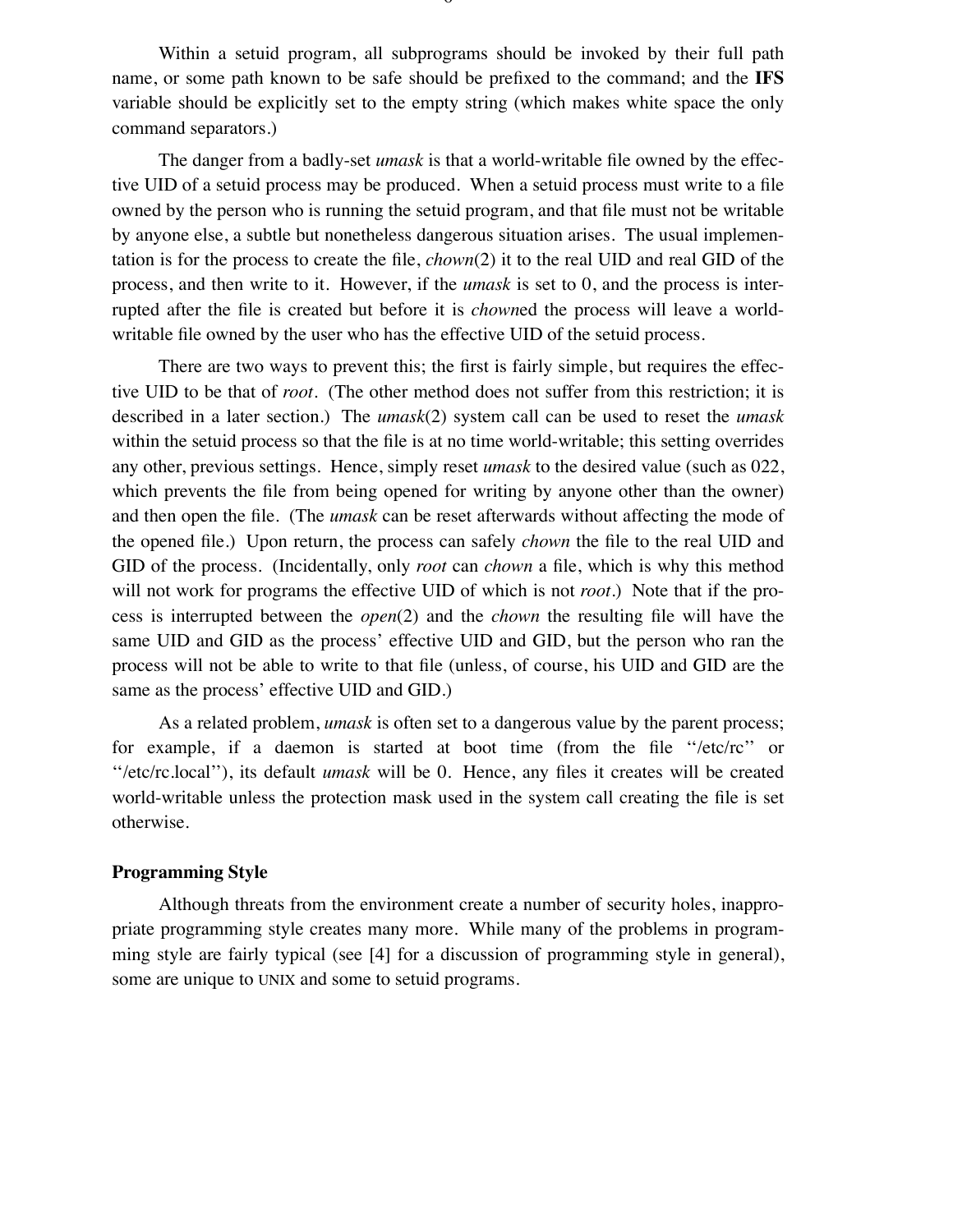Within a setuid program, all subprograms should be invoked by their full path name, or some path known to be safe should be prefixed to the command; and the **IFS** variable should be explicitly set to the empty string (which makes white space the only command separators.)

The danger from a badly-set *umask* is that a world-writable file owned by the effective UID of a setuid process may be produced. When a setuid process must write to a file owned by the person who is running the setuid program, and that file must not be writable by anyone else, a subtle but nonetheless dangerous situation arises. The usual implementation is for the process to create the file, *chown*(2) it to the real UID and real GID of the process, and then write to it. However, if the *umask* is set to 0, and the process is interrupted after the file is created but before it is *chown*ed the process will leave a world-writable file owned by the user who has the effective UID of the setuid process.

There are two ways to prevent this; the first is fairly simple, but requires the effective UID to be that of *root*. (The other method does not suffer from this restriction; it is described in a later section.) The *umask*(2) system call can be used to reset the *umask* within the setuid process so that the file is at no time world-writable; this setting overrides any other, previous settings. Hence, simply reset *umask* to the desired value (such as 022, which prevents the file from being opened for writing by anyone other than the owner) and then open the file. (The *umask* can be reset afterwards without affecting the mode of the opened file.) Upon return, the process can safely *chown* the file to the real UID and GID of the process. (Incidentally, only *root* can *chown* a file, which is why this method will not work for programs the effective UID of which is not *root*.) Note that if the process is interrupted between the *open*(2) and the *chown* the resulting file will have the same UID and GID as the process' effective UID and GID, but the person who ran the process will not be able to write to that file (unless, of course, his UID and GID are the same as the process' effective UID and GID.)

As a related problem, *umask* is often set to a dangerous value by the parent process; for example, if a daemon is started at boot time (from the file ''/etc/rc'' or ''/etc/rc.local''), its default *umask* will be 0. Hence, any files it creates will be created world-writable unless the protection mask used in the system call creating the file is set otherwise.

### Programming Style

Although threats from the environment create a number of security holes, inappropriate programming style creates many more. While many of the problems in programming style are fairly typical (see [4] for a discussion of programming style in general), some are unique to UNIX and some to setuid programs.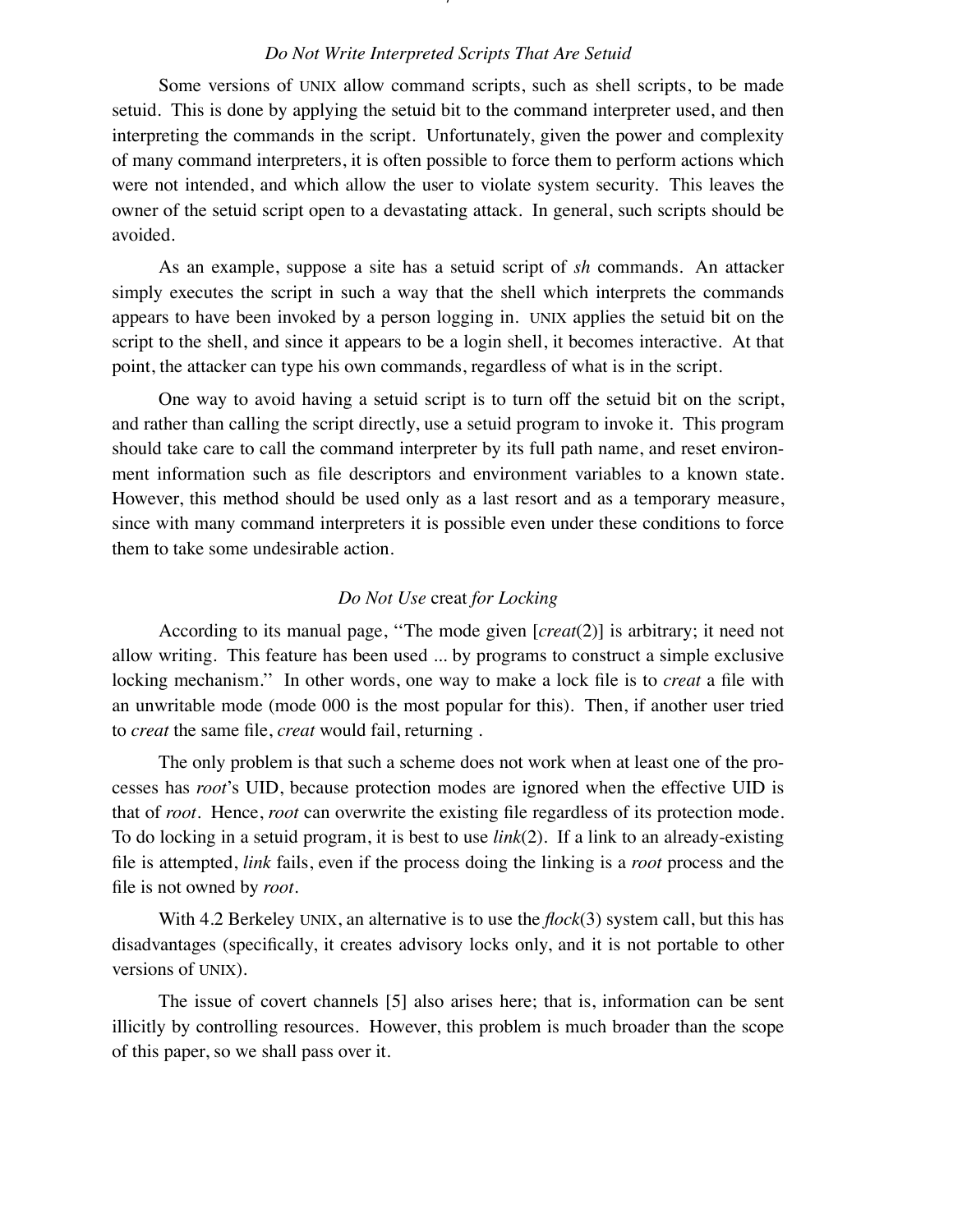### *Do Not Write Interpreted Scripts That Are Setuid*

Some versions of UNIX allow command scripts, such as shell scripts, to be made setuid. This is done by applying the setuid bit to the command interpreter used, and then interpreting the commands in the script. Unfortunately, given the power and complexity of many command interpreters, it is often possible to force them to perform actions which were not intended, and which allow the user to violate system security. This leaves the owner of the setuid script open to a devastating attack. In general, such scripts should be avoided.

As an example, suppose a site has a setuid script of *sh* commands. An attacker simply executes the script in such a way that the shell which interprets the commands appears to have been invoked by a person logging in. UNIX applies the setuid bit on the script to the shell, and since it appears to be a login shell, it becomes interactive. At that point, the attacker can type his own commands, regardless of what is in the script.

One way to avoid having a setuid script is to turn off the setuid bit on the script, and rather than calling the script directly, use a setuid program to invoke it. This program should take care to call the command interpreter by its full path name, and reset environment information such as file descriptors and environment variables to a known state. However, this method should be used only as a last resort and as a temporary measure, since with many command interpreters it is possible even under these conditions to force them to take some undesirable action.

### *Do Not Use* creat *for Locking*

According to its manual page, ''The mode given [*creat*(2)] is arbitrary; it need not allow writing. This feature has been used ... by programs to construct a simple exclusive locking mechanism.'' In other words, one way to make a lock file is to *creat* a file with an unwritable mode (mode 000 is the most popular for this). Then, if another user tried to *creat* the same file, *creat* would fail, returning .

The only problem is that such a scheme does not work when at least one of the processes has *root*'s UID, because protection modes are ignored when the effective UID is that of *root*. Hence, *root* can overwrite the existing file regardless of its protection mode. To do locking in a setuid program, it is best to use *link*(2). If a link to an already-existing file is attempted, *link* fails, even if the process doing the linking is a *root* process and the file is not owned by *root*.

With 4.2 Berkeley UNIX, an alternative is to use the *flock*(3) system call, but this has disadvantages (specifically, it creates advisory locks only, and it is not portable to other versions of UNIX).

The issue of covert channels [5] also arises here; that is, information can be sent illicitly by controlling resources. However, this problem is much broader than the scope of this paper, so we shall pass over it.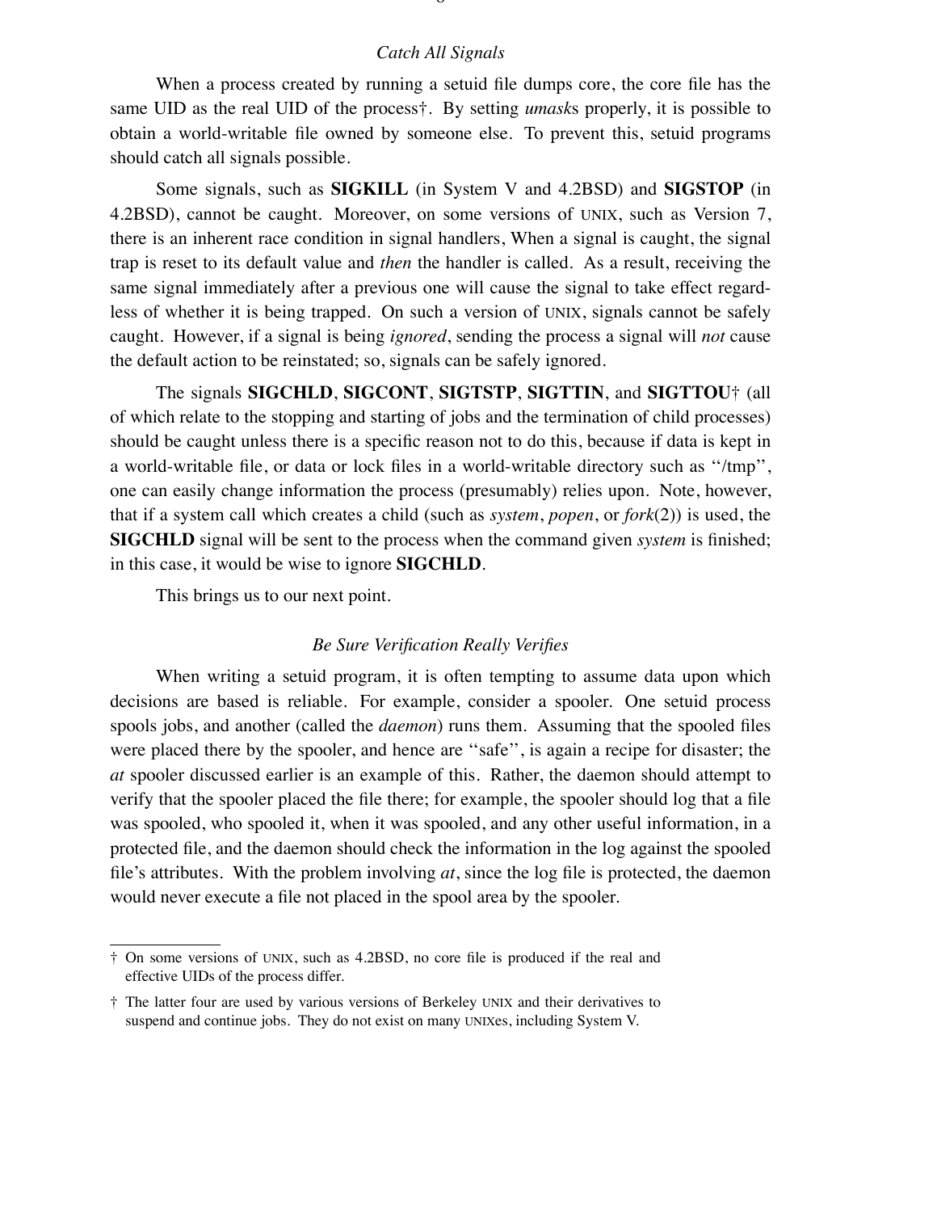### *Catch All Signals*

When a process created by running a setuid file dumps core, the core file has the same UID as the real UID of the process†. By setting *umask*s properly, it is possible to obtain a world-writable file owned by someone else. To prevent this, setuid programs should catch all signals possible.

Some signals, such as **SIGKILL** (in System V and 4.2BSD) and **SIGSTOP** (in 4.2BSD), cannot be caught. Moreover, on some versions of UNIX, such as Version 7, there is an inherent race condition in signal handlers, When a signal is caught, the signal trap is reset to its default value and *then* the handler is called. As a result, receiving the same signal immediately after a previous one will cause the signal to take effect regardless of whether it is being trapped. On such a version of UNIX, signals cannot be safely caught. However, if a signal is being *ignored*, sending the process a signal will *not* cause the default action to be reinstated; so, signals can be safely ignored.

The signals **SIGCHLD**, **SIGCONT**, **SIGTSTP**, **SIGTTIN**, and **SIGTTOU**† (all of which relate to the stopping and starting of jobs and the termination of child processes) should be caught unless there is a specific reason not to do this, because if data is kept in a world-writable file, or data or lock files in a world-writable directory such as ''/tmp'', one can easily change information the process (presumably) relies upon. Note, however, that if a system call which creates a child (such as *system*, *popen*, or *fork*(2)) is used, the **SIGCHLD** signal will be sent to the process when the command given *system* is finished; in this case, it would be wise to ignore **SIGCHLD**.

This brings us to our next point.

### *Be Sure Verification Really Verifies*

When writing a setuid program, it is often tempting to assume data upon which decisions are based is reliable. For example, consider a spooler. One setuid process spools jobs, and another (called the *daemon*) runs them. Assuming that the spooled files were placed there by the spooler, and hence are ''safe'', is again a recipe for disaster; the *at* spooler discussed earlier is an example of this. Rather, the daemon should attempt to verify that the spooler placed the file there; for example, the spooler should log that a file was spooled, who spooled it, when it was spooled, and any other useful information, in a protected file, and the daemon should check the information in the log against the spooled file's attributes. With the problem involving *at*, since the log file is protected, the daemon would never execute a file not placed in the spool area by the spooler.

---

† On some versions of UNIX, such as 4.2BSD, no core file is produced if the real and effective UIDs of the process differ.

† The latter four are used by various versions of Berkeley UNIX and their derivatives to suspend and continue jobs. They do not exist on many UNIXes, including System V.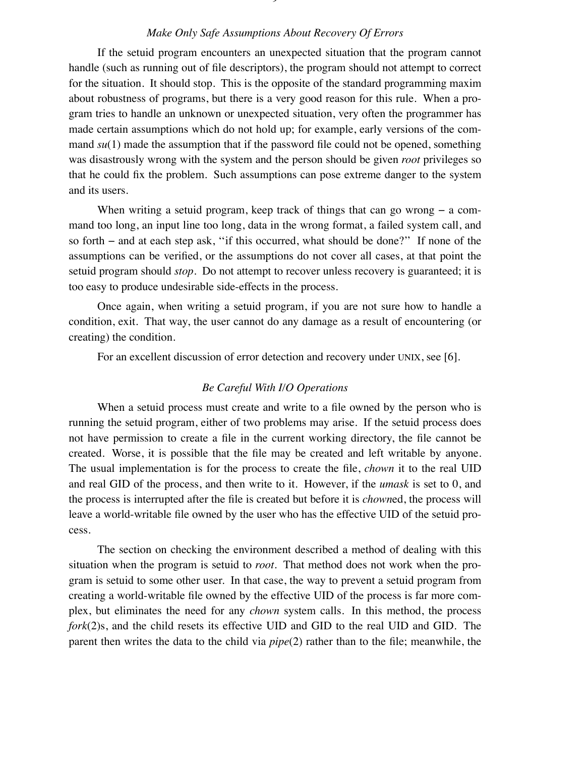### *Make Only Safe Assumptions About Recovery Of Errors*

If the setuid program encounters an unexpected situation that the program cannot handle (such as running out of file descriptors), the program should not attempt to correct for the situation. It should stop. This is the opposite of the standard programming maxim about robustness of programs, but there is a very good reason for this rule. When a program tries to handle an unknown or unexpected situation, very often the programmer has made certain assumptions which do not hold up; for example, early versions of the command *su*(1) made the assumption that if the password file could not be opened, something was disastrously wrong with the system and the person should be given *root* privileges so that he could fix the problem. Such assumptions can pose extreme danger to the system and its users.

When writing a setuid program, keep track of things that can go wrong – a command too long, an input line too long, data in the wrong format, a failed system call, and so forth – and at each step ask, ''if this occurred, what should be done?'' If none of the assumptions can be verified, or the assumptions do not cover all cases, at that point the setuid program should *stop*. Do not attempt to recover unless recovery is guaranteed; it is too easy to produce undesirable side-effects in the process.

Once again, when writing a setuid program, if you are not sure how to handle a condition, exit. That way, the user cannot do any damage as a result of encountering (or creating) the condition.

For an excellent discussion of error detection and recovery under UNIX, see [6].

### *Be Careful With I/O Operations*

When a setuid process must create and write to a file owned by the person who is running the setuid program, either of two problems may arise. If the setuid process does not have permission to create a file in the current working directory, the file cannot be created. Worse, it is possible that the file may be created and left writable by anyone. The usual implementation is for the process to create the file, *chown* it to the real UID and real GID of the process, and then write to it. However, if the *umask* is set to 0, and the process is interrupted after the file is created but before it is *chown*ed, the process will leave a world-writable file owned by the user who has the effective UID of the setuid process.

The section on checking the environment described a method of dealing with this situation when the program is setuid to *root*. That method does not work when the program is setuid to some other user. In that case, the way to prevent a setuid program from creating a world-writable file owned by the effective UID of the process is far more complex, but eliminates the need for any *chown* system calls. In this method, the process *fork*(2)s, and the child resets its effective UID and GID to the real UID and GID. The parent then writes the data to the child via *pipe*(2) rather than to the file; meanwhile, the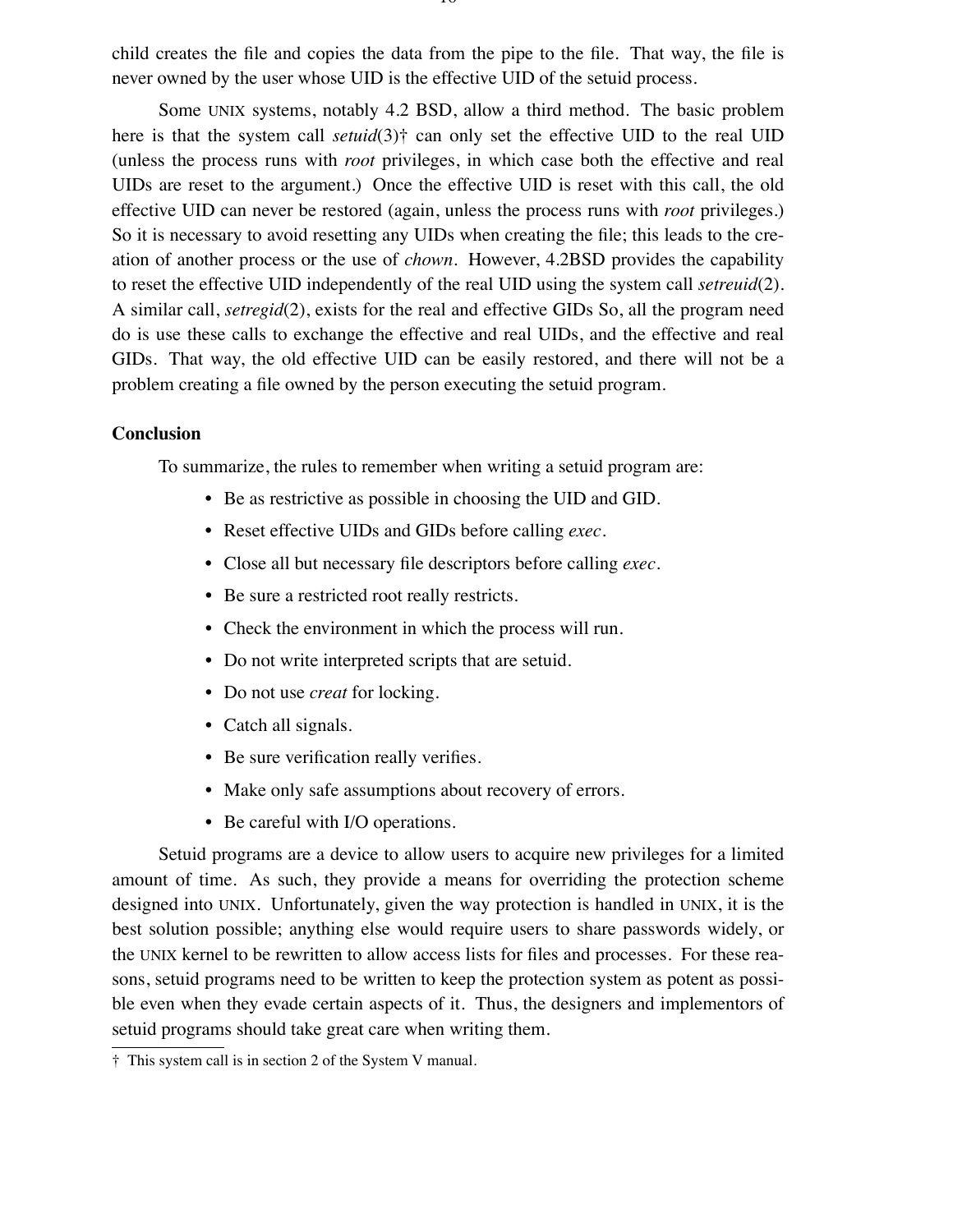child creates the file and copies the data from the pipe to the file. That way, the file is never owned by the user whose UID is the effective UID of the setuid process.

Some UNIX systems, notably 4.2 BSD, allow a third method. The basic problem here is that the system call *setuid*(3)† can only set the effective UID to the real UID (unless the process runs with *root* privileges, in which case both the effective and real UIDs are reset to the argument.) Once the effective UID is reset with this call, the old effective UID can never be restored (again, unless the process runs with *root* privileges.) So it is necessary to avoid resetting any UIDs when creating the file; this leads to the creation of another process or the use of *chown*. However, 4.2BSD provides the capability to reset the effective UID independently of the real UID using the system call *setreuid*(2). A similar call, *setregid*(2), exists for the real and effective GIDs So, all the program need do is use these calls to exchange the effective and real UIDs, and the effective and real GIDs. That way, the old effective UID can be easily restored, and there will not be a problem creating a file owned by the person executing the setuid program.

**Conclusion**

To summarize, the rules to remember when writing a setuid program are:

- Be as restrictive as possible in choosing the UID and GID.
- Reset effective UIDs and GIDs before calling *exec*.
- Close all but necessary file descriptors before calling *exec*.
- Be sure a restricted root really restricts.
- Check the environment in which the process will run.
- Do not write interpreted scripts that are setuid.
- Do not use *creat* for locking.
- Catch all signals.
- Be sure verification really verifies.
- Make only safe assumptions about recovery of errors.
- Be careful with I/O operations.

Setuid programs are a device to allow users to acquire new privileges for a limited amount of time. As such, they provide a means for overriding the protection scheme designed into UNIX. Unfortunately, given the way protection is handled in UNIX, it is the best solution possible; anything else would require users to share passwords widely, or the UNIX kernel to be rewritten to allow access lists for files and processes. For these reasons, setuid programs need to be written to keep the protection system as potent as possible even when they evade certain aspects of it. Thus, the designers and implementors of setuid programs should take great care when writing them.

† This system call is in section 2 of the System V manual.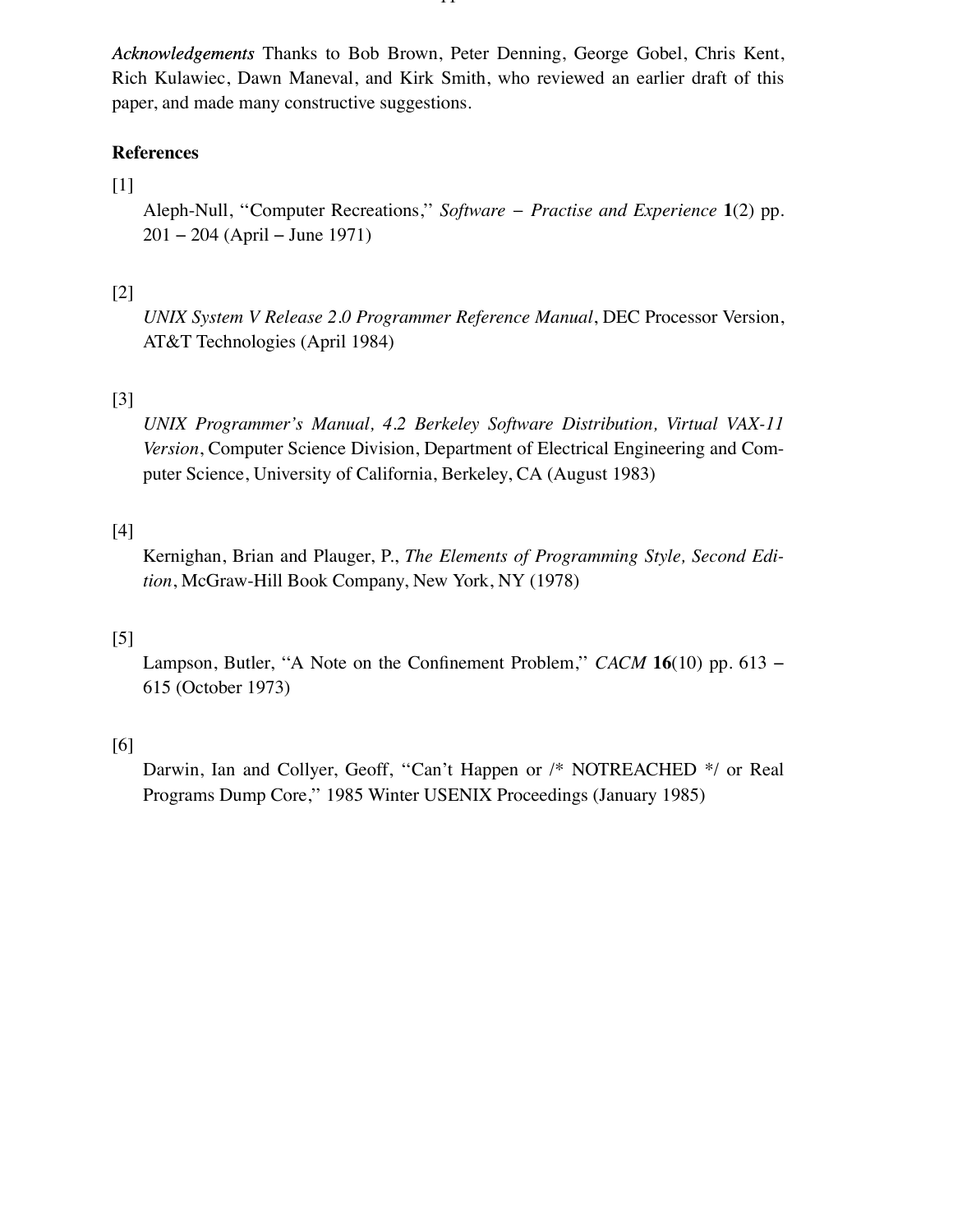*Acknowledgements* Thanks to Bob Brown, Peter Denning, George Gobel, Chris Kent, Rich Kulawiec, Dawn Maneval, and Kirk Smith, who reviewed an earlier draft of this paper, and made many constructive suggestions.

**References**

[1]
Aleph-Null, ‘‘Computer Recreations,’’ *Software − Practise and Experience* **1**(2) pp. 201 − 204 (April − June 1971)

[2]
*UNIX System V Release 2.0 Programmer Reference Manual*, DEC Processor Version, AT&T Technologies (April 1984)

[3]
*UNIX Programmer’s Manual, 4.2 Berkeley Software Distribution, Virtual VAX-11 Version*, Computer Science Division, Department of Electrical Engineering and Computer Science, University of California, Berkeley, CA (August 1983)

[4]
Kernighan, Brian and Plauger, P., *The Elements of Programming Style, Second Edition*, McGraw-Hill Book Company, New York, NY (1978)

[5]
Lampson, Butler, ‘‘A Note on the Confinement Problem,’’ *CACM* **16**(10) pp. 613 − 615 (October 1973)

[6]
Darwin, Ian and Collyer, Geoff, ‘‘Can’t Happen or /* NOTREACHED */ or Real Programs Dump Core,’’ 1985 Winter USENIX Proceedings (January 1985)